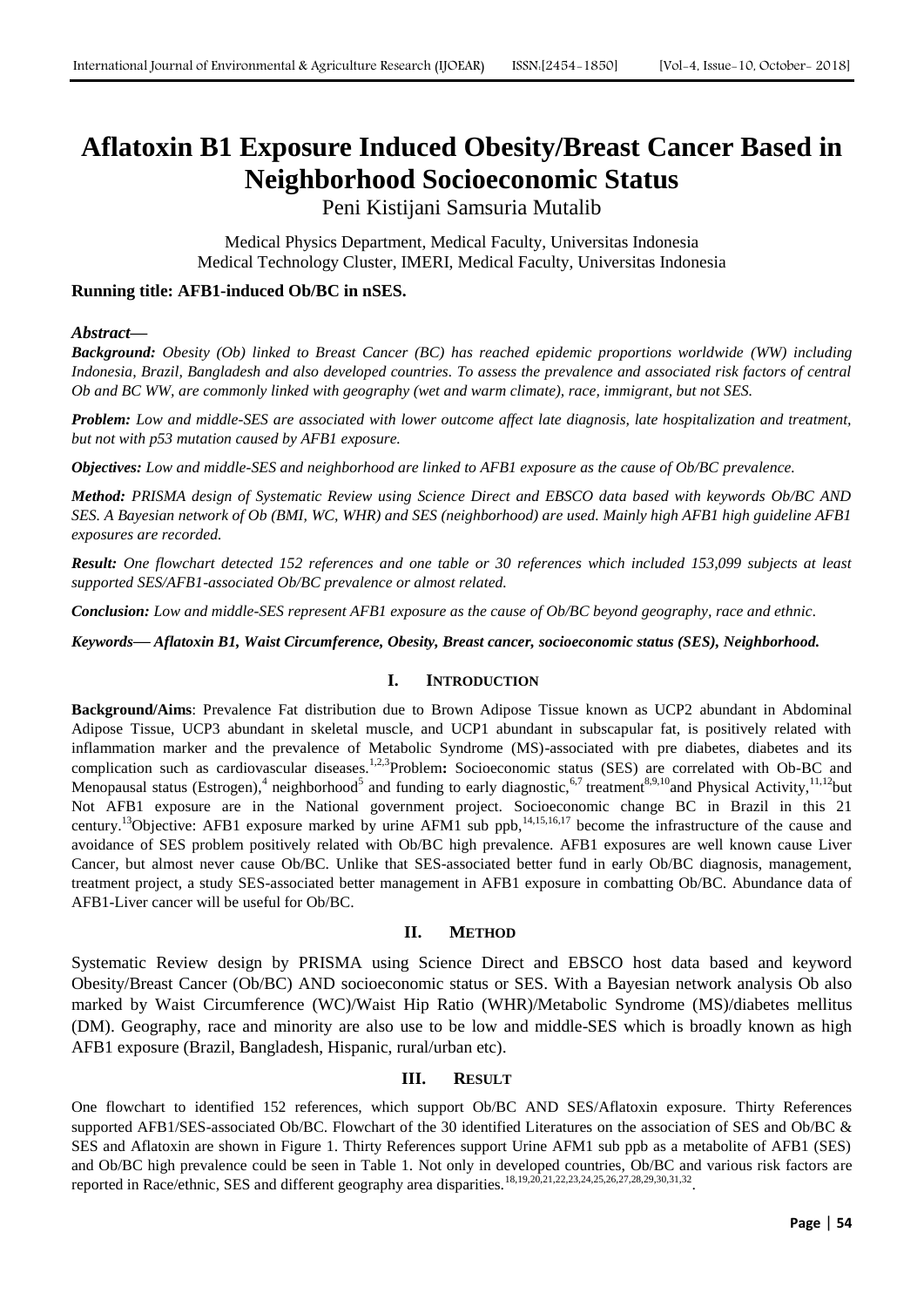# Aflatoxin B1 Exposure Induced Obesity/Breast Cancer Based in Neighborhood Socioeconomic Status

Peni Kistijani Samsuria Mutalib

Medical Physics Department, Medical Faculty, Universitas Indonesia
Medical Technology Cluster, IMERI, Medical Faculty, Universitas Indonesia

**Running title: AFB1-induced Ob/BC in nSES.**

***Abstract—***

***Background:*** *Obesity (Ob) linked to Breast Cancer (BC) has reached epidemic proportions worldwide (WW) including Indonesia, Brazil, Bangladesh and also developed countries. To assess the prevalence and associated risk factors of central Ob and BC WW, are commonly linked with geography (wet and warm climate), race, immigrant, but not SES.*

***Problem:*** *Low and middle-SES are associated with lower outcome affect late diagnosis, late hospitalization and treatment, but not with p53 mutation caused by AFB1 exposure.*

***Objectives:*** *Low and middle-SES and neighborhood are linked to AFB1 exposure as the cause of Ob/BC prevalence.*

***Method:*** *PRISMA design of Systematic Review using Science Direct and EBSCO data based with keywords Ob/BC AND SES. A Bayesian network of Ob (BMI, WC, WHR) and SES (neighborhood) are used. Mainly high AFB1 high guideline AFB1 exposures are recorded.*

***Result:*** *One flowchart detected 152 references and one table or 30 references which included 153,099 subjects at least supported SES/AFB1-associated Ob/BC prevalence or almost related.*

***Conclusion:*** *Low and middle-SES represent AFB1 exposure as the cause of Ob/BC beyond geography, race and ethnic.*

***Keywords— Aflatoxin B1, Waist Circumference, Obesity, Breast cancer, socioeconomic status (SES), Neighborhood.***

## I. INTRODUCTION

**Background/Aims**: Prevalence Fat distribution due to Brown Adipose Tissue known as UCP2 abundant in Abdominal Adipose Tissue, UCP3 abundant in skeletal muscle, and UCP1 abundant in subscapular fat, is positively related with inflammation marker and the prevalence of Metabolic Syndrome (MS)-associated with pre diabetes, diabetes and its complication such as cardiovascular diseases.[1,2,3]Problem**:** Socioeconomic status (SES) are correlated with Ob-BC and Menopausal status (Estrogen),[4] neighborhood[5] and funding to early diagnostic,[6,7] treatment[8,9,10]and Physical Activity,[11,12]but Not AFB1 exposure are in the National government project. Socioeconomic change BC in Brazil in this 21 century.[13]Objective: AFB1 exposure marked by urine AFM1 sub ppb,[14,15,16,17] become the infrastructure of the cause and avoidance of SES problem positively related with Ob/BC high prevalence. AFB1 exposures are well known cause Liver Cancer, but almost never cause Ob/BC. Unlike that SES-associated better fund in early Ob/BC diagnosis, management, treatment project, a study SES-associated better management in AFB1 exposure in combatting Ob/BC. Abundance data of AFB1-Liver cancer will be useful for Ob/BC.

## II. METHOD

Systematic Review design by PRISMA using Science Direct and EBSCO host data based and keyword Obesity/Breast Cancer (Ob/BC) AND socioeconomic status or SES. With a Bayesian network analysis Ob also marked by Waist Circumference (WC)/Waist Hip Ratio (WHR)/Metabolic Syndrome (MS)/diabetes mellitus (DM). Geography, race and minority are also use to be low and middle-SES which is broadly known as high AFB1 exposure (Brazil, Bangladesh, Hispanic, rural/urban etc).

## III. RESULT

One flowchart to identified 152 references, which support Ob/BC AND SES/Aflatoxin exposure. Thirty References supported AFB1/SES-associated Ob/BC. Flowchart of the 30 identified Literatures on the association of SES and Ob/BC & SES and Aflatoxin are shown in Figure 1. Thirty References support Urine AFM1 sub ppb as a metabolite of AFB1 (SES) and Ob/BC high prevalence could be seen in Table 1. Not only in developed countries, Ob/BC and various risk factors are reported in Race/ethnic, SES and different geography area disparities.[18,19,20,21,22,23,24,25,26,27,28,29,30,31,32].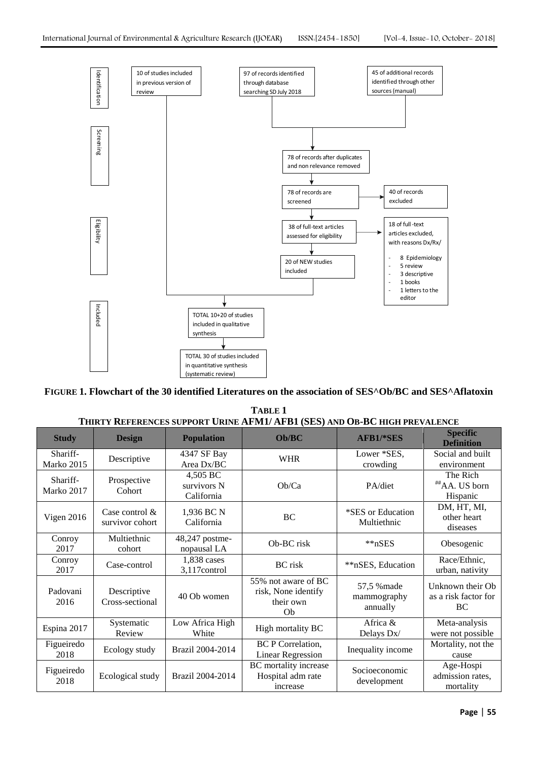Identification

10 of studies included in previous version of review

97 of records identified through database searching SD July 2018

45 of additional records identified through other sources (manual)

Screening

78 of records after duplicates and non relevance removed

78 of records are screened

40 of records excluded

Eligibility

38 of full-text articles assessed for eligibility

18 of full-text articles excluded, with reasons Dx/Rx/

- 8 Epidemiology
- 5 review
- 3 descriptive
- 1 books
- 1 letters to the editor

20 of NEW studies included

Included

TOTAL 10+20 of studies included in qualitative synthesis

TOTAL 30 of studies included in quantitative synthesis (systematic review)

**FIGURE 1. Flowchart of the 30 identified Literatures on the association of SES^Ob/BC and SES^Aflatoxin**

**TABLE 1**
**THIRTY REFERENCES SUPPORT URINE AFM1/ AFB1 (SES) AND OB-BC HIGH PREVALENCE**

| Study | Design | Population | Ob/BC | AFB1/*SES | Specific Definition |
|---|---|---|---|---|---|
| Shariff-Marko 2015 | Descriptive | 4347 SF Bay Area Dx/BC | WHR | Lower *SES, crowding | Social and built environment |
| Shariff-Marko 2017 | Prospective Cohort | 4,505 BC survivors N California | Ob/Ca | PA/diet | The Rich ##AA. US born Hispanic |
| Vigen 2016 | Case control & survivor cohort | 1,936 BC N California | BC | *SES or Education Multiethnic | DM, HT, MI, other heart diseases |
| Conroy 2017 | Multiethnic cohort | 48,247 postme-nopausal LA | Ob-BC risk | **nSES | Obesogenic |
| Conroy 2017 | Case-control | 1,838 cases 3,117control | BC risk | **nSES, Education | Race/Ethnic, urban, nativity |
| Padovani 2016 | Descriptive Cross-sectional | 40 Ob women | 55% not aware of BC risk, None identify their own Ob | 57,5 %made mammography annually | Unknown their Ob as a risk factor for BC |
| Espina 2017 | Systematic Review | Low Africa High White | High mortality BC | Africa & Delays Dx/ | Meta-analysis were not possible |
| Figueiredo 2018 | Ecology study | Brazil 2004-2014 | BC P Correlation, Linear Regression | Inequality income | Mortality, not the cause |
| Figueiredo 2018 | Ecological study | Brazil 2004-2014 | BC mortality increase Hospital adm rate increase | Socioeconomic development | Age-Hospi admission rates, mortality |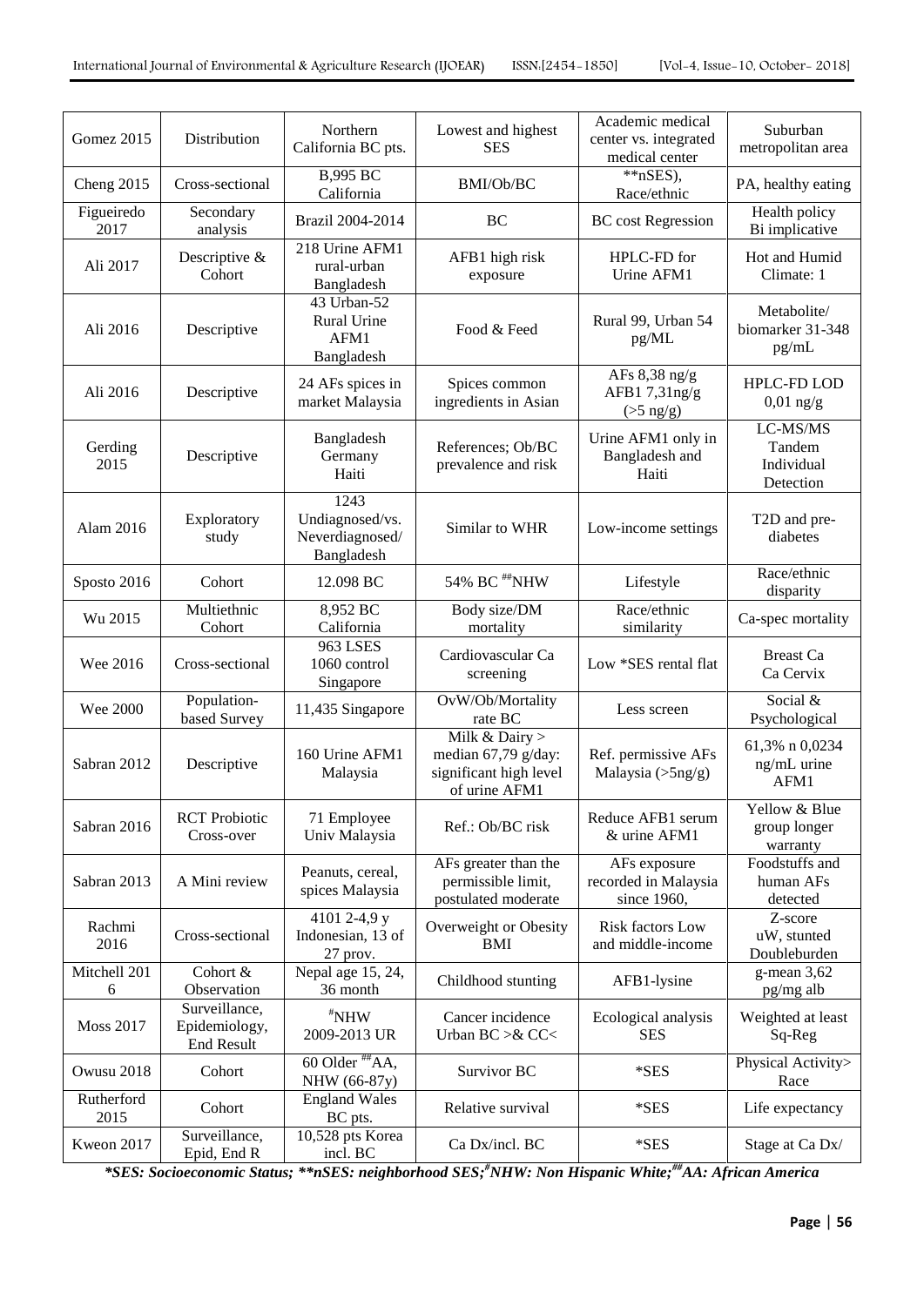| Gomez 2015 | Distribution | Northern California BC pts. | Lowest and highest SES | Academic medical center vs. integrated medical center | Suburban metropolitan area |
|---|---|---|---|---|---|
| Cheng 2015 | Cross-sectional | B,995 BC California | BMI/Ob/BC | **nSES), Race/ethnic | PA, healthy eating |
| Figueiredo 2017 | Secondary analysis | Brazil 2004-2014 | BC | BC cost Regression | Health policy Bi implicative |
| Ali 2017 | Descriptive & Cohort | 218 Urine AFM1 rural-urban Bangladesh | AFB1 high risk exposure | HPLC-FD for Urine AFM1 | Hot and Humid Climate: 1 |
| Ali 2016 | Descriptive | 43 Urban-52 Rural Urine AFM1 Bangladesh | Food & Feed | Rural 99, Urban 54 pg/ML | Metabolite/ biomarker 31-348 pg/mL |
| Ali 2016 | Descriptive | 24 AFs spices in market Malaysia | Spices common ingredients in Asian | AFs 8,38 ng/g AFB1 7,31ng/g (>5 ng/g) | HPLC-FD LOD 0,01 ng/g |
| Gerding 2015 | Descriptive | Bangladesh Germany Haiti | References; Ob/BC prevalence and risk | Urine AFM1 only in Bangladesh and Haiti | LC-MS/MS Tandem Individual Detection |
| Alam 2016 | Exploratory study | 1243 Undiagnosed/vs. Neverdiagnosed/ Bangladesh | Similar to WHR | Low-income settings | T2D and pre-diabetes |
| Sposto 2016 | Cohort | 12.098 BC | 54% BC ##NHW | Lifestyle | Race/ethnic disparity |
| Wu 2015 | Multiethnic Cohort | 8,952 BC California | Body size/DM mortality | Race/ethnic similarity | Ca-spec mortality |
| Wee 2016 | Cross-sectional | 963 LSES 1060 control Singapore | Cardiovascular Ca screening | Low *SES rental flat | Breast Ca Ca Cervix |
| Wee 2000 | Population-based Survey | 11,435 Singapore | OvW/Ob/Mortality rate BC | Less screen | Social & Psychological |
| Sabran 2012 | Descriptive | 160 Urine AFM1 Malaysia | Milk & Dairy > median 67,79 g/day: significant high level of urine AFM1 | Ref. permissive AFs Malaysia (>5ng/g) | 61,3% n 0,0234 ng/mL urine AFM1 |
| Sabran 2016 | RCT Probiotic Cross-over | 71 Employee Univ Malaysia | Ref.: Ob/BC risk | Reduce AFB1 serum & urine AFM1 | Yellow & Blue group longer warranty |
| Sabran 2013 | A Mini review | Peanuts, cereal, spices Malaysia | AFs greater than the permissible limit, postulated moderate | AFs exposure recorded in Malaysia since 1960, | Foodstuffs and human AFs detected |
| Rachmi 2016 | Cross-sectional | 4101 2-4,9 y Indonesian, 13 of 27 prov. | Overweight or Obesity BMI | Risk factors Low and middle-income | Z-score uW, stunted Doubleburden |
| Mitchell 2016 | Cohort & Observation | Nepal age 15, 24, 36 month | Childhood stunting | AFB1-lysine | g-mean 3,62 pg/mg alb |
| Moss 2017 | Surveillance, Epidemiology, End Result | #NHW 2009-2013 UR | Cancer incidence Urban BC >& CC< | Ecological analysis SES | Weighted at least Sq-Reg |
| Owusu 2018 | Cohort | 60 Older ##AA, NHW (66-87y) | Survivor BC | *SES | Physical Activity> Race |
| Rutherford 2015 | Cohort | England Wales BC pts. | Relative survival | *SES | Life expectancy |
| Kweon 2017 | Surveillance, Epid, End R | 10,528 pts Korea incl. BC | Ca Dx/incl. BC | *SES | Stage at Ca Dx/ |

***SES: Socioeconomic Status; **nSES: neighborhood SES;#NHW: Non Hispanic White;##AA: African America***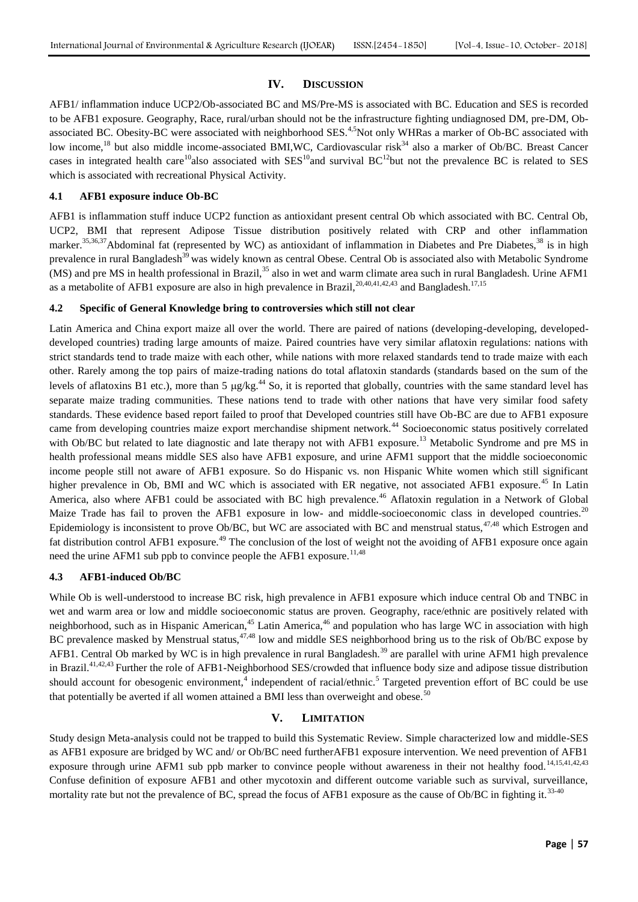## IV. DISCUSSION

AFB1/ inflammation induce UCP2/Ob-associated BC and MS/Pre-MS is associated with BC. Education and SES is recorded to be AFB1 exposure. Geography, Race, rural/urban should not be the infrastructure fighting undiagnosed DM, pre-DM, Ob-associated BC. Obesity-BC were associated with neighborhood SES.[4,5]Not only WHRas a marker of Ob-BC associated with low income,[18] but also middle income-associated BMI,WC, Cardiovascular risk[34] also a marker of Ob/BC. Breast Cancer cases in integrated health care[10]also associated with SES[10]and survival BC[12]but not the prevalence BC is related to SES which is associated with recreational Physical Activity.

### 4.1 AFB1 exposure induce Ob-BC

AFB1 is inflammation stuff induce UCP2 function as antioxidant present central Ob which associated with BC. Central Ob, UCP2, BMI that represent Adipose Tissue distribution positively related with CRP and other inflammation marker.[35,36,37]Abdominal fat (represented by WC) as antioxidant of inflammation in Diabetes and Pre Diabetes,[38] is in high prevalence in rural Bangladesh[39] was widely known as central Obese. Central Ob is associated also with Metabolic Syndrome (MS) and pre MS in health professional in Brazil,[35] also in wet and warm climate area such in rural Bangladesh. Urine AFM1 as a metabolite of AFB1 exposure are also in high prevalence in Brazil,[20,40,41,42,43] and Bangladesh.[17,15]

### 4.2 Specific of General Knowledge bring to controversies which still not clear

Latin America and China export maize all over the world. There are paired of nations (developing-developing, developed-developed countries) trading large amounts of maize. Paired countries have very similar aflatoxin regulations: nations with strict standards tend to trade maize with each other, while nations with more relaxed standards tend to trade maize with each other. Rarely among the top pairs of maize-trading nations do total aflatoxin standards (standards based on the sum of the levels of aflatoxins B1 etc.), more than 5 μg/kg.[44] So, it is reported that globally, countries with the same standard level has separate maize trading communities. These nations tend to trade with other nations that have very similar food safety standards. These evidence based report failed to proof that Developed countries still have Ob-BC are due to AFB1 exposure came from developing countries maize export merchandise shipment network.[44] Socioeconomic status positively correlated with Ob/BC but related to late diagnostic and late therapy not with AFB1 exposure.[13] Metabolic Syndrome and pre MS in health professional means middle SES also have AFB1 exposure, and urine AFM1 support that the middle socioeconomic income people still not aware of AFB1 exposure. So do Hispanic vs. non Hispanic White women which still significant higher prevalence in Ob, BMI and WC which is associated with ER negative, not associated AFB1 exposure.[45] In Latin America, also where AFB1 could be associated with BC high prevalence.[46] Aflatoxin regulation in a Network of Global Maize Trade has fail to proven the AFB1 exposure in low- and middle-socioeconomic class in developed countries.[20] Epidemiology is inconsistent to prove Ob/BC, but WC are associated with BC and menstrual status,[47,48] which Estrogen and fat distribution control AFB1 exposure.[49] The conclusion of the lost of weight not the avoiding of AFB1 exposure once again need the urine AFM1 sub ppb to convince people the AFB1 exposure.[11,48]

### 4.3 AFB1-induced Ob/BC

While Ob is well-understood to increase BC risk, high prevalence in AFB1 exposure which induce central Ob and TNBC in wet and warm area or low and middle socioeconomic status are proven. Geography, race/ethnic are positively related with neighborhood, such as in Hispanic American,[45] Latin America,[46] and population who has large WC in association with high BC prevalence masked by Menstrual status,[47,48] low and middle SES neighborhood bring us to the risk of Ob/BC expose by AFB1. Central Ob marked by WC is in high prevalence in rural Bangladesh.[39] are parallel with urine AFM1 high prevalence in Brazil.[41,42,43] Further the role of AFB1-Neighborhood SES/crowded that influence body size and adipose tissue distribution should account for obesogenic environment,[4] independent of racial/ethnic.[5] Targeted prevention effort of BC could be use that potentially be averted if all women attained a BMI less than overweight and obese.[50]

## V. LIMITATION

Study design Meta-analysis could not be trapped to build this Systematic Review. Simple characterized low and middle-SES as AFB1 exposure are bridged by WC and/ or Ob/BC need furtherAFB1 exposure intervention. We need prevention of AFB1 exposure through urine AFM1 sub ppb marker to convince people without awareness in their not healthy food.[14,15,41,42,43] Confuse definition of exposure AFB1 and other mycotoxin and different outcome variable such as survival, surveillance, mortality rate but not the prevalence of BC, spread the focus of AFB1 exposure as the cause of Ob/BC in fighting it.[33-40]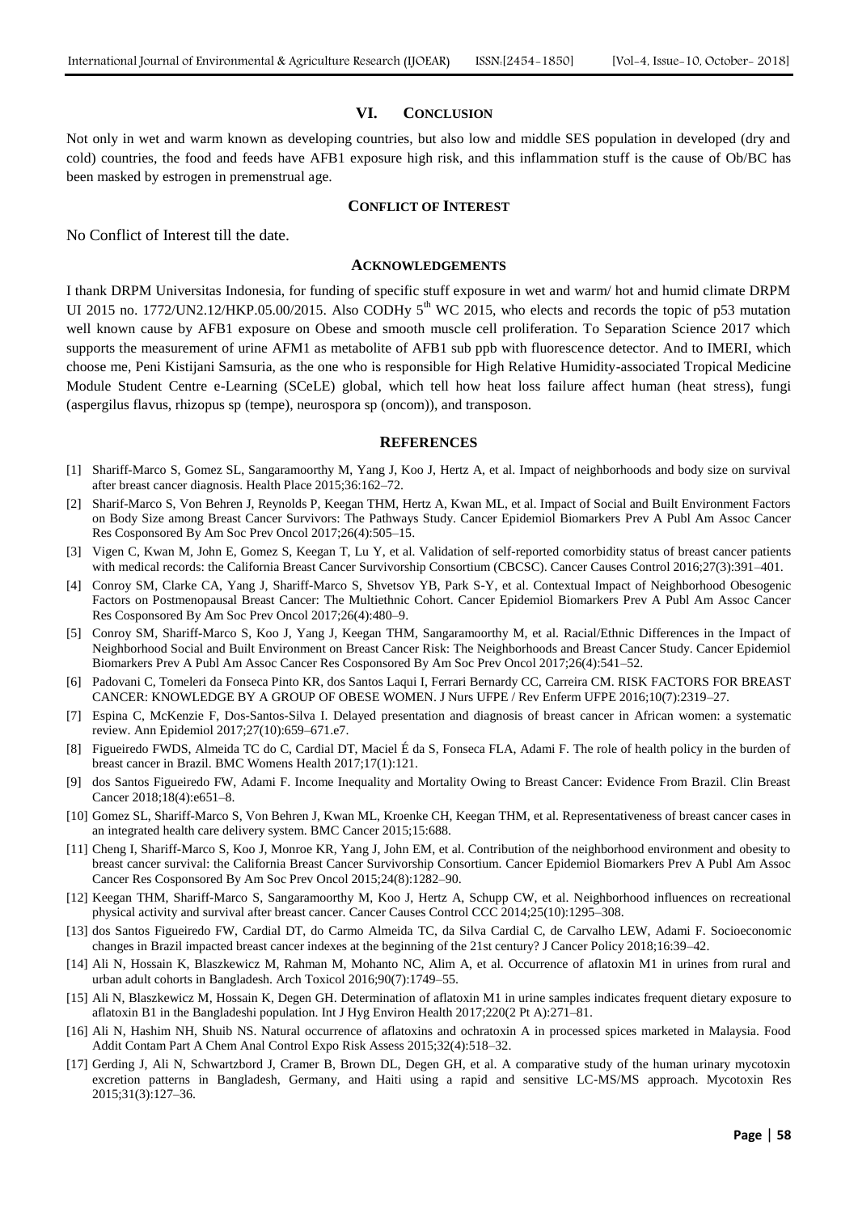## VI. CONCLUSION

Not only in wet and warm known as developing countries, but also low and middle SES population in developed (dry and cold) countries, the food and feeds have AFB1 exposure high risk, and this inflammation stuff is the cause of Ob/BC has been masked by estrogen in premenstrual age.

## CONFLICT OF INTEREST

No Conflict of Interest till the date.

## ACKNOWLEDGEMENTS

I thank DRPM Universitas Indonesia, for funding of specific stuff exposure in wet and warm/ hot and humid climate DRPM UI 2015 no. 1772/UN2.12/HKP.05.00/2015. Also CODHy 5th WC 2015, who elects and records the topic of p53 mutation well known cause by AFB1 exposure on Obese and smooth muscle cell proliferation. To Separation Science 2017 which supports the measurement of urine AFM1 as metabolite of AFB1 sub ppb with fluorescence detector. And to IMERI, which choose me, Peni Kistijani Samsuria, as the one who is responsible for High Relative Humidity-associated Tropical Medicine Module Student Centre e-Learning (SCeLE) global, which tell how heat loss failure affect human (heat stress), fungi (aspergilus flavus, rhizopus sp (tempe), neurospora sp (oncom)), and transposon.

## REFERENCES

[1] Shariff-Marco S, Gomez SL, Sangaramoorthy M, Yang J, Koo J, Hertz A, et al. Impact of neighborhoods and body size on survival after breast cancer diagnosis. Health Place 2015;36:162–72.

[2] Sharif-Marco S, Von Behren J, Reynolds P, Keegan THM, Hertz A, Kwan ML, et al. Impact of Social and Built Environment Factors on Body Size among Breast Cancer Survivors: The Pathways Study. Cancer Epidemiol Biomarkers Prev A Publ Am Assoc Cancer Res Cosponsored By Am Soc Prev Oncol 2017;26(4):505–15.

[3] Vigen C, Kwan M, John E, Gomez S, Keegan T, Lu Y, et al. Validation of self-reported comorbidity status of breast cancer patients with medical records: the California Breast Cancer Survivorship Consortium (CBCSC). Cancer Causes Control 2016;27(3):391–401.

[4] Conroy SM, Clarke CA, Yang J, Shariff-Marco S, Shvetsov YB, Park S-Y, et al. Contextual Impact of Neighborhood Obesogenic Factors on Postmenopausal Breast Cancer: The Multiethnic Cohort. Cancer Epidemiol Biomarkers Prev A Publ Am Assoc Cancer Res Cosponsored By Am Soc Prev Oncol 2017;26(4):480–9.

[5] Conroy SM, Shariff-Marco S, Koo J, Yang J, Keegan THM, Sangaramoorthy M, et al. Racial/Ethnic Differences in the Impact of Neighborhood Social and Built Environment on Breast Cancer Risk: The Neighborhoods and Breast Cancer Study. Cancer Epidemiol Biomarkers Prev A Publ Am Assoc Cancer Res Cosponsored By Am Soc Prev Oncol 2017;26(4):541–52.

[6] Padovani C, Tomeleri da Fonseca Pinto KR, dos Santos Laqui I, Ferrari Bernardy CC, Carreira CM. RISK FACTORS FOR BREAST CANCER: KNOWLEDGE BY A GROUP OF OBESE WOMEN. J Nurs UFPE / Rev Enferm UFPE 2016;10(7):2319–27.

[7] Espina C, McKenzie F, Dos-Santos-Silva I. Delayed presentation and diagnosis of breast cancer in African women: a systematic review. Ann Epidemiol 2017;27(10):659–671.e7.

[8] Figueiredo FWDS, Almeida TC do C, Cardial DT, Maciel É da S, Fonseca FLA, Adami F. The role of health policy in the burden of breast cancer in Brazil. BMC Womens Health 2017;17(1):121.

[9] dos Santos Figueiredo FW, Adami F. Income Inequality and Mortality Owing to Breast Cancer: Evidence From Brazil. Clin Breast Cancer 2018;18(4):e651–8.

[10] Gomez SL, Shariff-Marco S, Von Behren J, Kwan ML, Kroenke CH, Keegan THM, et al. Representativeness of breast cancer cases in an integrated health care delivery system. BMC Cancer 2015;15:688.

[11] Cheng I, Shariff-Marco S, Koo J, Monroe KR, Yang J, John EM, et al. Contribution of the neighborhood environment and obesity to breast cancer survival: the California Breast Cancer Survivorship Consortium. Cancer Epidemiol Biomarkers Prev A Publ Am Assoc Cancer Res Cosponsored By Am Soc Prev Oncol 2015;24(8):1282–90.

[12] Keegan THM, Shariff-Marco S, Sangaramoorthy M, Koo J, Hertz A, Schupp CW, et al. Neighborhood influences on recreational physical activity and survival after breast cancer. Cancer Causes Control CCC 2014;25(10):1295–308.

[13] dos Santos Figueiredo FW, Cardial DT, do Carmo Almeida TC, da Silva Cardial C, de Carvalho LEW, Adami F. Socioeconomic changes in Brazil impacted breast cancer indexes at the beginning of the 21st century? J Cancer Policy 2018;16:39–42.

[14] Ali N, Hossain K, Blaszkewicz M, Rahman M, Mohanto NC, Alim A, et al. Occurrence of aflatoxin M1 in urines from rural and urban adult cohorts in Bangladesh. Arch Toxicol 2016;90(7):1749–55.

[15] Ali N, Blaszkewicz M, Hossain K, Degen GH. Determination of aflatoxin M1 in urine samples indicates frequent dietary exposure to aflatoxin B1 in the Bangladeshi population. Int J Hyg Environ Health 2017;220(2 Pt A):271–81.

[16] Ali N, Hashim NH, Shuib NS. Natural occurrence of aflatoxins and ochratoxin A in processed spices marketed in Malaysia. Food Addit Contam Part A Chem Anal Control Expo Risk Assess 2015;32(4):518–32.

[17] Gerding J, Ali N, Schwartzbord J, Cramer B, Brown DL, Degen GH, et al. A comparative study of the human urinary mycotoxin excretion patterns in Bangladesh, Germany, and Haiti using a rapid and sensitive LC-MS/MS approach. Mycotoxin Res 2015;31(3):127–36.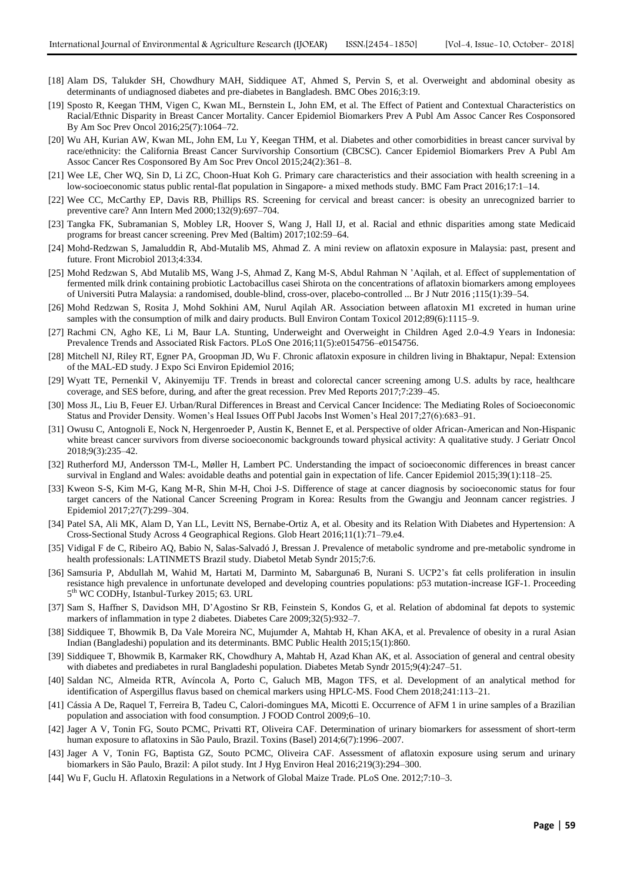[18] Alam DS, Talukder SH, Chowdhury MAH, Siddiquee AT, Ahmed S, Pervin S, et al. Overweight and abdominal obesity as determinants of undiagnosed diabetes and pre-diabetes in Bangladesh. BMC Obes 2016;3:19.

[19] Sposto R, Keegan THM, Vigen C, Kwan ML, Bernstein L, John EM, et al. The Effect of Patient and Contextual Characteristics on Racial/Ethnic Disparity in Breast Cancer Mortality. Cancer Epidemiol Biomarkers Prev A Publ Am Assoc Cancer Res Cosponsored By Am Soc Prev Oncol 2016;25(7):1064–72.

[20] Wu AH, Kurian AW, Kwan ML, John EM, Lu Y, Keegan THM, et al. Diabetes and other comorbidities in breast cancer survival by race/ethnicity: the California Breast Cancer Survivorship Consortium (CBCSC). Cancer Epidemiol Biomarkers Prev A Publ Am Assoc Cancer Res Cosponsored By Am Soc Prev Oncol 2015;24(2):361–8.

[21] Wee LE, Cher WQ, Sin D, Li ZC, Choon-Huat Koh G. Primary care characteristics and their association with health screening in a low-socioeconomic status public rental-flat population in Singapore- a mixed methods study. BMC Fam Pract 2016;17:1–14.

[22] Wee CC, McCarthy EP, Davis RB, Phillips RS. Screening for cervical and breast cancer: is obesity an unrecognized barrier to preventive care? Ann Intern Med 2000;132(9):697–704.

[23] Tangka FK, Subramanian S, Mobley LR, Hoover S, Wang J, Hall IJ, et al. Racial and ethnic disparities among state Medicaid programs for breast cancer screening. Prev Med (Baltim) 2017;102:59–64.

[24] Mohd-Redzwan S, Jamaluddin R, Abd-Mutalib MS, Ahmad Z. A mini review on aflatoxin exposure in Malaysia: past, present and future. Front Microbiol 2013;4:334.

[25] Mohd Redzwan S, Abd Mutalib MS, Wang J-S, Ahmad Z, Kang M-S, Abdul Rahman N 'Aqilah, et al. Effect of supplementation of fermented milk drink containing probiotic Lactobacillus casei Shirota on the concentrations of aflatoxin biomarkers among employees of Universiti Putra Malaysia: a randomised, double-blind, cross-over, placebo-controlled ... Br J Nutr 2016 ;115(1):39–54.

[26] Mohd Redzwan S, Rosita J, Mohd Sokhini AM, Nurul Aqilah AR. Association between aflatoxin M1 excreted in human urine samples with the consumption of milk and dairy products. Bull Environ Contam Toxicol 2012;89(6):1115–9.

[27] Rachmi CN, Agho KE, Li M, Baur LA. Stunting, Underweight and Overweight in Children Aged 2.0-4.9 Years in Indonesia: Prevalence Trends and Associated Risk Factors. PLoS One 2016;11(5):e0154756–e0154756.

[28] Mitchell NJ, Riley RT, Egner PA, Groopman JD, Wu F. Chronic aflatoxin exposure in children living in Bhaktapur, Nepal: Extension of the MAL-ED study. J Expo Sci Environ Epidemiol 2016;

[29] Wyatt TE, Pernenkil V, Akinyemiju TF. Trends in breast and colorectal cancer screening among U.S. adults by race, healthcare coverage, and SES before, during, and after the great recession. Prev Med Reports 2017;7:239–45.

[30] Moss JL, Liu B, Feuer EJ. Urban/Rural Differences in Breast and Cervical Cancer Incidence: The Mediating Roles of Socioeconomic Status and Provider Density. Women's Heal Issues Off Publ Jacobs Inst Women's Heal 2017;27(6):683–91.

[31] Owusu C, Antognoli E, Nock N, Hergenroeder P, Austin K, Bennet E, et al. Perspective of older African-American and Non-Hispanic white breast cancer survivors from diverse socioeconomic backgrounds toward physical activity: A qualitative study. J Geriatr Oncol 2018;9(3):235–42.

[32] Rutherford MJ, Andersson TM-L, Møller H, Lambert PC. Understanding the impact of socioeconomic differences in breast cancer survival in England and Wales: avoidable deaths and potential gain in expectation of life. Cancer Epidemiol 2015;39(1):118–25.

[33] Kweon S-S, Kim M-G, Kang M-R, Shin M-H, Choi J-S. Difference of stage at cancer diagnosis by socioeconomic status for four target cancers of the National Cancer Screening Program in Korea: Results from the Gwangju and Jeonnam cancer registries. J Epidemiol 2017;27(7):299–304.

[34] Patel SA, Ali MK, Alam D, Yan LL, Levitt NS, Bernabe-Ortiz A, et al. Obesity and its Relation With Diabetes and Hypertension: A Cross-Sectional Study Across 4 Geographical Regions. Glob Heart 2016;11(1):71–79.e4.

[35] Vidigal F de C, Ribeiro AQ, Babio N, Salas-Salvadó J, Bressan J. Prevalence of metabolic syndrome and pre-metabolic syndrome in health professionals: LATINMETS Brazil study. Diabetol Metab Syndr 2015;7:6.

[36] Samsuria P, Abdullah M, Wahid M, Hartati M, Darminto M, Sabarguna6 B, Nurani S. UCP2's fat cells proliferation in insulin resistance high prevalence in unfortunate developed and developing countries populations: p53 mutation-increase IGF-1. Proceeding 5th WC CODHy, Istanbul-Turkey 2015; 63. URL

[37] Sam S, Haffner S, Davidson MH, D'Agostino Sr RB, Feinstein S, Kondos G, et al. Relation of abdominal fat depots to systemic markers of inflammation in type 2 diabetes. Diabetes Care 2009;32(5):932–7.

[38] Siddiquee T, Bhowmik B, Da Vale Moreira NC, Mujumder A, Mahtab H, Khan AKA, et al. Prevalence of obesity in a rural Asian Indian (Bangladeshi) population and its determinants. BMC Public Health 2015;15(1):860.

[39] Siddiquee T, Bhowmik B, Karmaker RK, Chowdhury A, Mahtab H, Azad Khan AK, et al. Association of general and central obesity with diabetes and prediabetes in rural Bangladeshi population. Diabetes Metab Syndr 2015;9(4):247–51.

[40] Saldan NC, Almeida RTR, Avíncola A, Porto C, Galuch MB, Magon TFS, et al. Development of an analytical method for identification of Aspergillus flavus based on chemical markers using HPLC-MS. Food Chem 2018;241:113–21.

[41] Cássia A De, Raquel T, Ferreira B, Tadeu C, Calori-domingues MA, Micotti E. Occurrence of AFM 1 in urine samples of a Brazilian population and association with food consumption. J FOOD Control 2009;6–10.

[42] Jager A V, Tonin FG, Souto PCMC, Privatti RT, Oliveira CAF. Determination of urinary biomarkers for assessment of short-term human exposure to aflatoxins in São Paulo, Brazil. Toxins (Basel) 2014;6(7):1996–2007.

[43] Jager A V, Tonin FG, Baptista GZ, Souto PCMC, Oliveira CAF. Assessment of aflatoxin exposure using serum and urinary biomarkers in São Paulo, Brazil: A pilot study. Int J Hyg Environ Heal 2016;219(3):294–300.

[44] Wu F, Guclu H. Aflatoxin Regulations in a Network of Global Maize Trade. PLoS One. 2012;7:10–3.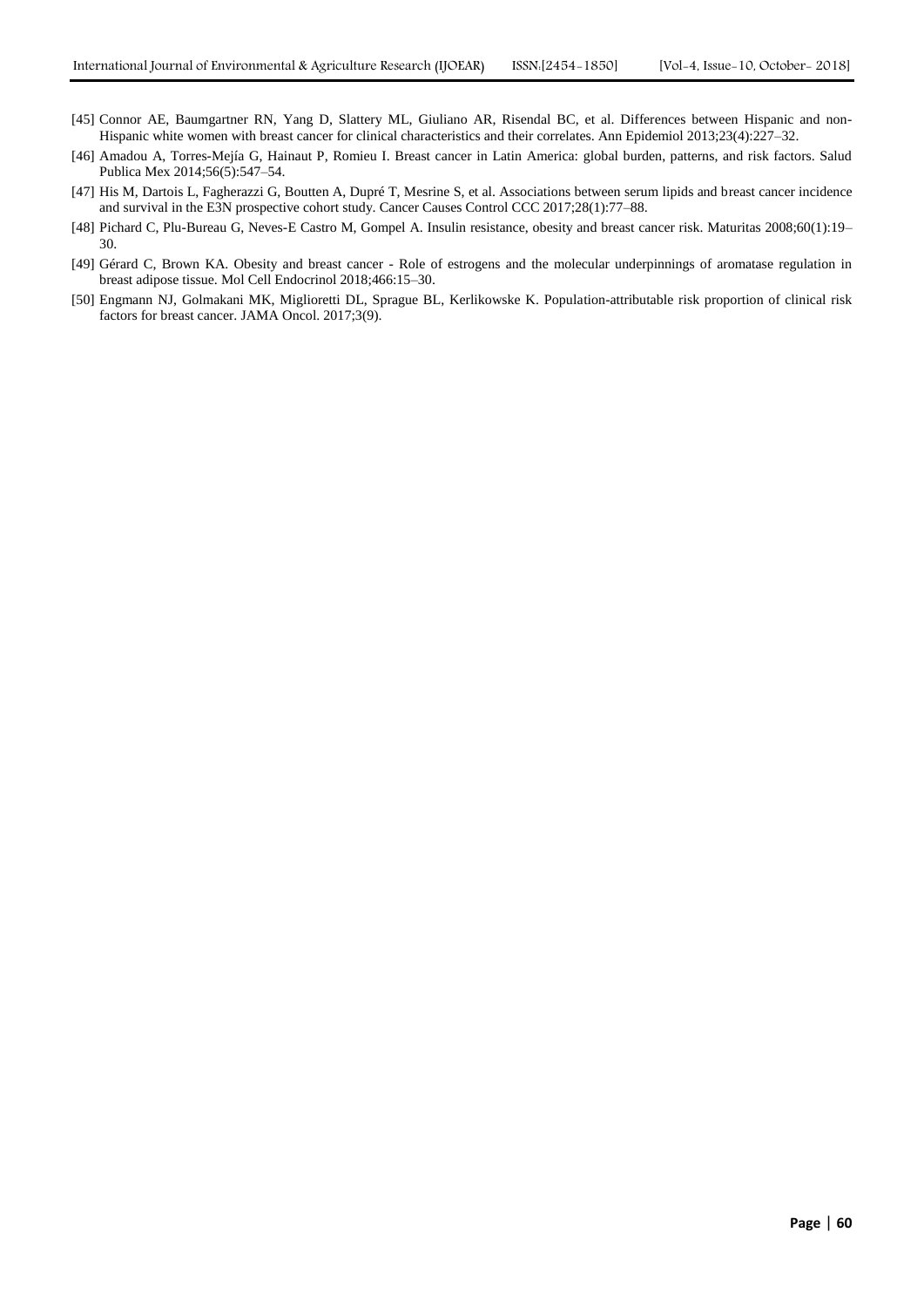[45] Connor AE, Baumgartner RN, Yang D, Slattery ML, Giuliano AR, Risendal BC, et al. Differences between Hispanic and non-Hispanic white women with breast cancer for clinical characteristics and their correlates. Ann Epidemiol 2013;23(4):227–32.

[46] Amadou A, Torres-Mejía G, Hainaut P, Romieu I. Breast cancer in Latin America: global burden, patterns, and risk factors. Salud Publica Mex 2014;56(5):547–54.

[47] His M, Dartois L, Fagherazzi G, Boutten A, Dupré T, Mesrine S, et al. Associations between serum lipids and breast cancer incidence and survival in the E3N prospective cohort study. Cancer Causes Control CCC 2017;28(1):77–88.

[48] Pichard C, Plu-Bureau G, Neves-E Castro M, Gompel A. Insulin resistance, obesity and breast cancer risk. Maturitas 2008;60(1):19–30.

[49] Gérard C, Brown KA. Obesity and breast cancer - Role of estrogens and the molecular underpinnings of aromatase regulation in breast adipose tissue. Mol Cell Endocrinol 2018;466:15–30.

[50] Engmann NJ, Golmakani MK, Miglioretti DL, Sprague BL, Kerlikowske K. Population-attributable risk proportion of clinical risk factors for breast cancer. JAMA Oncol. 2017;3(9).